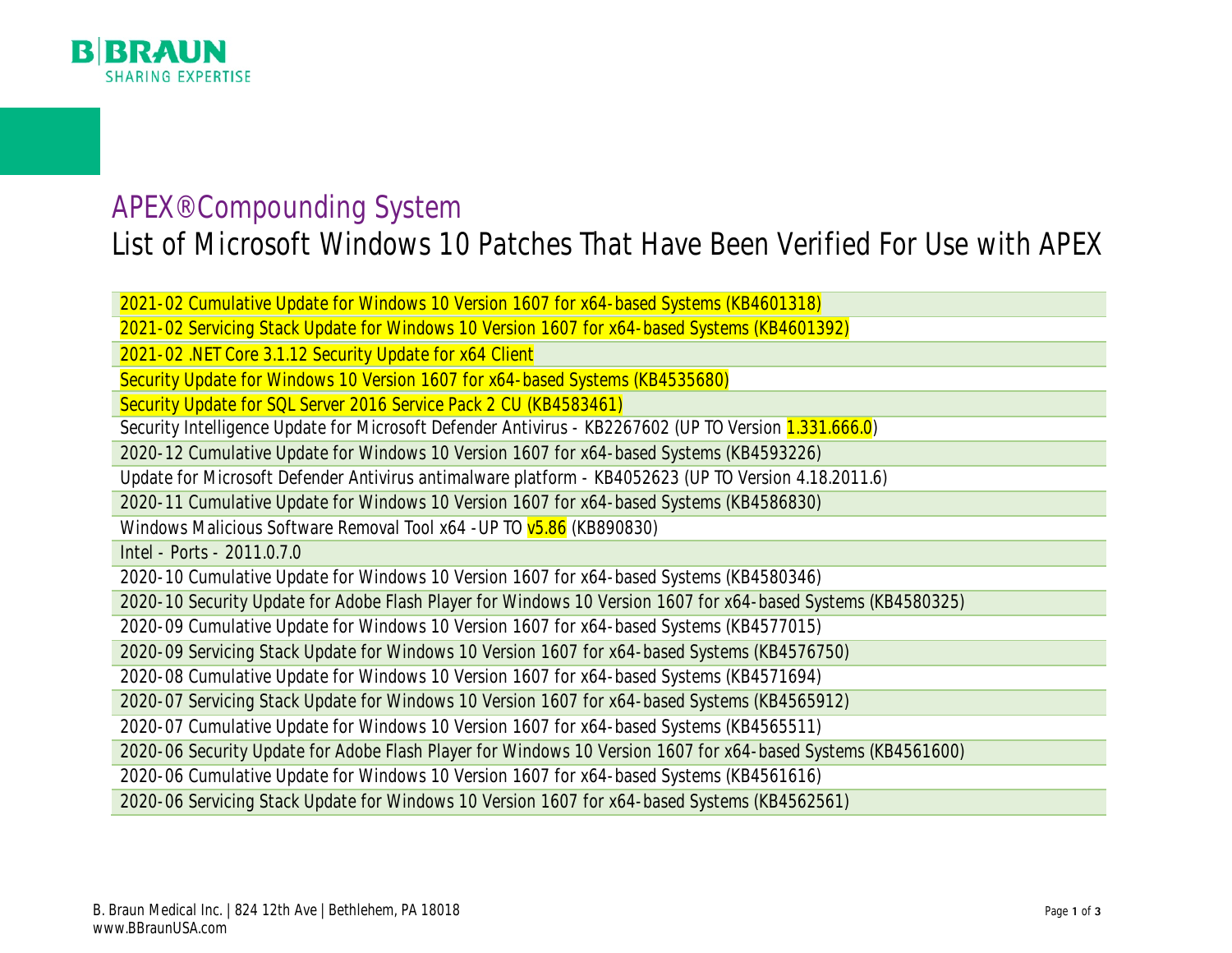B|BRAUN
SHARING EXPERTISE

# APEX®Compounding System

## List of Microsoft Windows 10 Patches That Have Been Verified For Use with APEX

| |
|---|
| 2021-02 Cumulative Update for Windows 10 Version 1607 for x64-based Systems (KB4601318) |
| 2021-02 Servicing Stack Update for Windows 10 Version 1607 for x64-based Systems (KB4601392) |
| 2021-02 .NET Core 3.1.12 Security Update for x64 Client |
| Security Update for Windows 10 Version 1607 for x64-based Systems (KB4535680) |
| Security Update for SQL Server 2016 Service Pack 2 CU (KB4583461) |
| Security Intelligence Update for Microsoft Defender Antivirus - KB2267602 (UP TO Version 1.331.666.0) |
| 2020-12 Cumulative Update for Windows 10 Version 1607 for x64-based Systems (KB4593226) |
| Update for Microsoft Defender Antivirus antimalware platform - KB4052623 (UP TO Version 4.18.2011.6) |
| 2020-11 Cumulative Update for Windows 10 Version 1607 for x64-based Systems (KB4586830) |
| Windows Malicious Software Removal Tool x64 -UP TO v5.86 (KB890830) |
| Intel - Ports - 2011.0.7.0 |
| 2020-10 Cumulative Update for Windows 10 Version 1607 for x64-based Systems (KB4580346) |
| 2020-10 Security Update for Adobe Flash Player for Windows 10 Version 1607 for x64-based Systems (KB4580325) |
| 2020-09 Cumulative Update for Windows 10 Version 1607 for x64-based Systems (KB4577015) |
| 2020-09 Servicing Stack Update for Windows 10 Version 1607 for x64-based Systems (KB4576750) |
| 2020-08 Cumulative Update for Windows 10 Version 1607 for x64-based Systems (KB4571694) |
| 2020-07 Servicing Stack Update for Windows 10 Version 1607 for x64-based Systems (KB4565912) |
| 2020-07 Cumulative Update for Windows 10 Version 1607 for x64-based Systems (KB4565511) |
| 2020-06 Security Update for Adobe Flash Player for Windows 10 Version 1607 for x64-based Systems (KB4561600) |
| 2020-06 Cumulative Update for Windows 10 Version 1607 for x64-based Systems (KB4561616) |
| 2020-06 Servicing Stack Update for Windows 10 Version 1607 for x64-based Systems (KB4562561) |

B. Braun Medical Inc. | 824 12th Ave | Bethlehem, PA 18018
www.BBraunUSA.com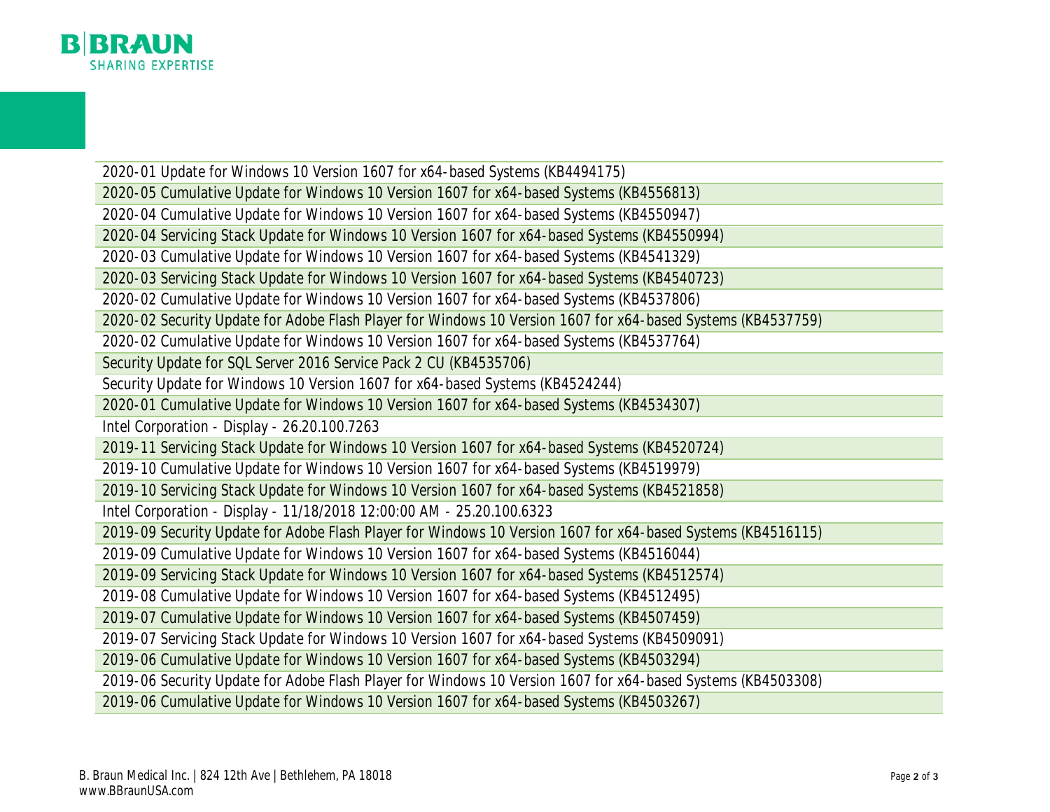| |
|---|
| 2020-01 Update for Windows 10 Version 1607 for x64-based Systems (KB4494175) |
| 2020-05 Cumulative Update for Windows 10 Version 1607 for x64-based Systems (KB4556813) |
| 2020-04 Cumulative Update for Windows 10 Version 1607 for x64-based Systems (KB4550947) |
| 2020-04 Servicing Stack Update for Windows 10 Version 1607 for x64-based Systems (KB4550994) |
| 2020-03 Cumulative Update for Windows 10 Version 1607 for x64-based Systems (KB4541329) |
| 2020-03 Servicing Stack Update for Windows 10 Version 1607 for x64-based Systems (KB4540723) |
| 2020-02 Cumulative Update for Windows 10 Version 1607 for x64-based Systems (KB4537806) |
| 2020-02 Security Update for Adobe Flash Player for Windows 10 Version 1607 for x64-based Systems (KB4537759) |
| 2020-02 Cumulative Update for Windows 10 Version 1607 for x64-based Systems (KB4537764) |
| Security Update for SQL Server 2016 Service Pack 2 CU (KB4535706) |
| Security Update for Windows 10 Version 1607 for x64-based Systems (KB4524244) |
| 2020-01 Cumulative Update for Windows 10 Version 1607 for x64-based Systems (KB4534307) |
| Intel Corporation - Display - 26.20.100.7263 |
| 2019-11 Servicing Stack Update for Windows 10 Version 1607 for x64-based Systems (KB4520724) |
| 2019-10 Cumulative Update for Windows 10 Version 1607 for x64-based Systems (KB4519979) |
| 2019-10 Servicing Stack Update for Windows 10 Version 1607 for x64-based Systems (KB4521858) |
| Intel Corporation - Display - 11/18/2018 12:00:00 AM - 25.20.100.6323 |
| 2019-09 Security Update for Adobe Flash Player for Windows 10 Version 1607 for x64-based Systems (KB4516115) |
| 2019-09 Cumulative Update for Windows 10 Version 1607 for x64-based Systems (KB4516044) |
| 2019-09 Servicing Stack Update for Windows 10 Version 1607 for x64-based Systems (KB4512574) |
| 2019-08 Cumulative Update for Windows 10 Version 1607 for x64-based Systems (KB4512495) |
| 2019-07 Cumulative Update for Windows 10 Version 1607 for x64-based Systems (KB4507459) |
| 2019-07 Servicing Stack Update for Windows 10 Version 1607 for x64-based Systems (KB4509091) |
| 2019-06 Cumulative Update for Windows 10 Version 1607 for x64-based Systems (KB4503294) |
| 2019-06 Security Update for Adobe Flash Player for Windows 10 Version 1607 for x64-based Systems (KB4503308) |
| 2019-06 Cumulative Update for Windows 10 Version 1607 for x64-based Systems (KB4503267) |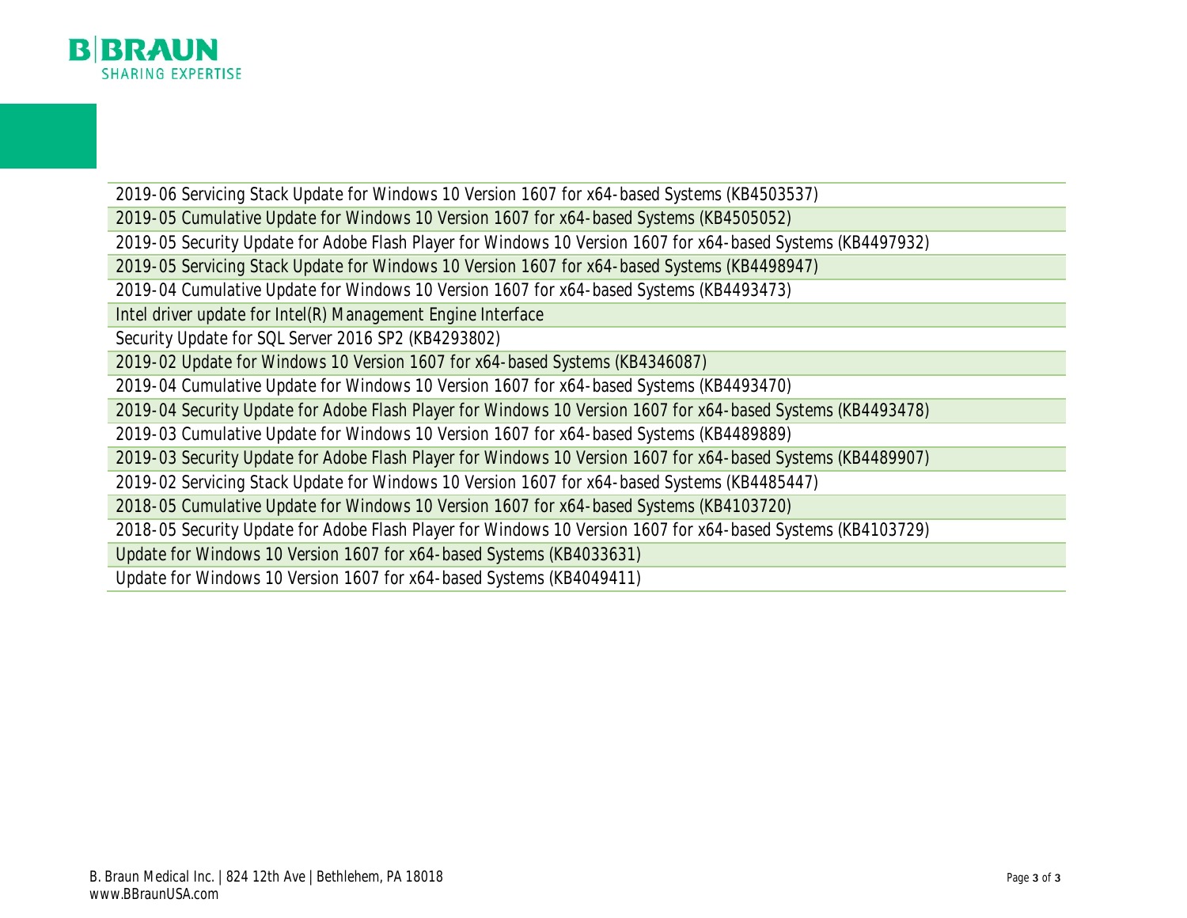| |
|---|
| 2019-06 Servicing Stack Update for Windows 10 Version 1607 for x64-based Systems (KB4503537) |
| 2019-05 Cumulative Update for Windows 10 Version 1607 for x64-based Systems (KB4505052) |
| 2019-05 Security Update for Adobe Flash Player for Windows 10 Version 1607 for x64-based Systems (KB4497932) |
| 2019-05 Servicing Stack Update for Windows 10 Version 1607 for x64-based Systems (KB4498947) |
| 2019-04 Cumulative Update for Windows 10 Version 1607 for x64-based Systems (KB4493473) |
| Intel driver update for Intel(R) Management Engine Interface |
| Security Update for SQL Server 2016 SP2 (KB4293802) |
| 2019-02 Update for Windows 10 Version 1607 for x64-based Systems (KB4346087) |
| 2019-04 Cumulative Update for Windows 10 Version 1607 for x64-based Systems (KB4493470) |
| 2019-04 Security Update for Adobe Flash Player for Windows 10 Version 1607 for x64-based Systems (KB4493478) |
| 2019-03 Cumulative Update for Windows 10 Version 1607 for x64-based Systems (KB4489889) |
| 2019-03 Security Update for Adobe Flash Player for Windows 10 Version 1607 for x64-based Systems (KB4489907) |
| 2019-02 Servicing Stack Update for Windows 10 Version 1607 for x64-based Systems (KB4485447) |
| 2018-05 Cumulative Update for Windows 10 Version 1607 for x64-based Systems (KB4103720) |
| 2018-05 Security Update for Adobe Flash Player for Windows 10 Version 1607 for x64-based Systems (KB4103729) |
| Update for Windows 10 Version 1607 for x64-based Systems (KB4033631) |
| Update for Windows 10 Version 1607 for x64-based Systems (KB4049411) |